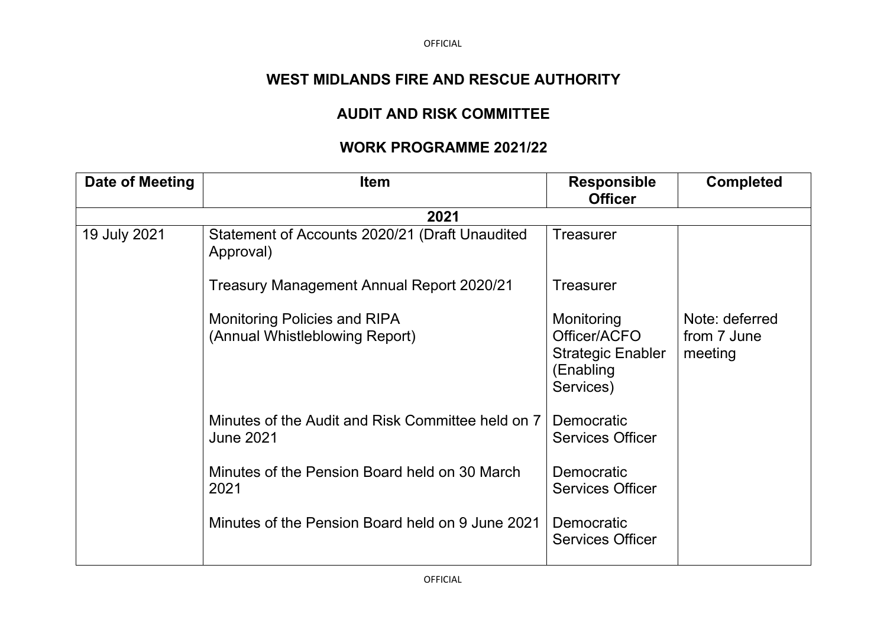# WEST MIDLANDS FIRE AND RESCUE AUTHORITY

## AUDIT AND RISK COMMITTEE

## WORK PROGRAMME 2021/22

| Date of Meeting | Item | Responsible Officer | Completed |
|---|---|---|---|
| **2021** | | | |
| 19 July 2021 | Statement of Accounts 2020/21 (Draft Unaudited Approval) | Treasurer | |
| | Treasury Management Annual Report 2020/21 | Treasurer | |
| | Monitoring Policies and RIPA (Annual Whistleblowing Report) | Monitoring Officer/ACFO Strategic Enabler (Enabling Services) | Note: deferred from 7 June meeting |
| | Minutes of the Audit and Risk Committee held on 7 June 2021 | Democratic Services Officer | |
| | Minutes of the Pension Board held on 30 March 2021 | Democratic Services Officer | |
| | Minutes of the Pension Board held on 9 June 2021 | Democratic Services Officer | |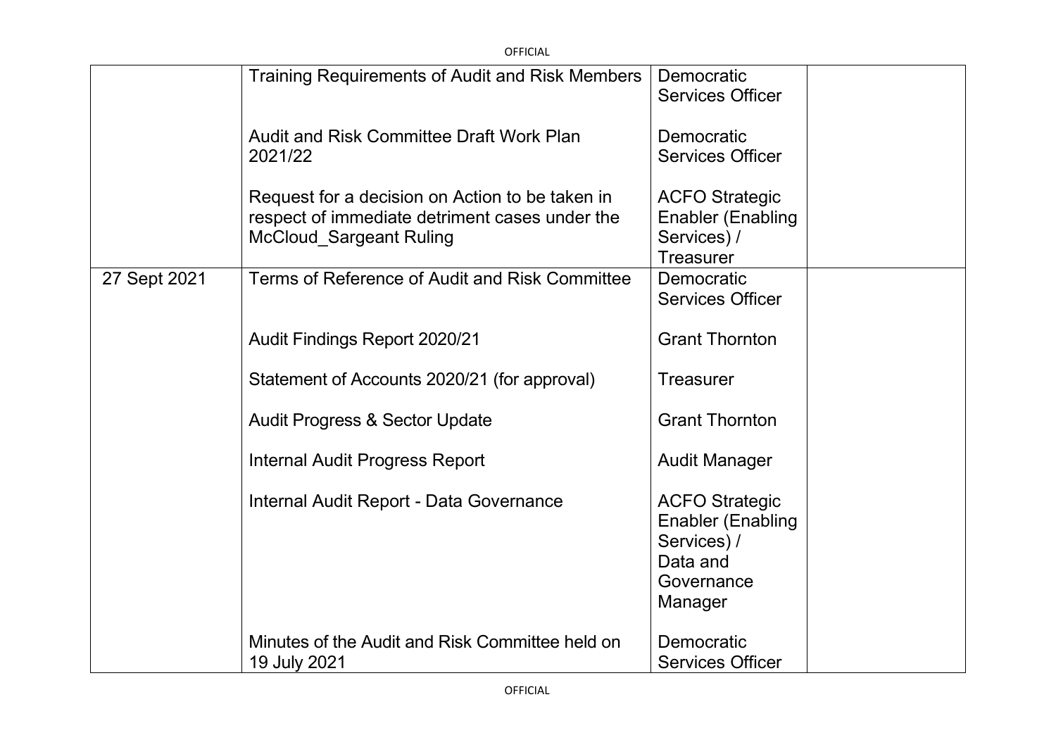| | | | |
|---|---|---|---|
| | Training Requirements of Audit and Risk Members | Democratic Services Officer | |
| | Audit and Risk Committee Draft Work Plan 2021/22 | Democratic Services Officer | |
| | Request for a decision on Action to be taken in respect of immediate detriment cases under the McCloud_Sargeant Ruling | ACFO Strategic Enabler (Enabling Services) / Treasurer | |
| 27 Sept 2021 | Terms of Reference of Audit and Risk Committee | Democratic Services Officer | |
| | Audit Findings Report 2020/21 | Grant Thornton | |
| | Statement of Accounts 2020/21 (for approval) | Treasurer | |
| | Audit Progress & Sector Update | Grant Thornton | |
| | Internal Audit Progress Report | Audit Manager | |
| | Internal Audit Report - Data Governance | ACFO Strategic Enabler (Enabling Services) / Data and Governance Manager | |
| | Minutes of the Audit and Risk Committee held on 19 July 2021 | Democratic Services Officer | |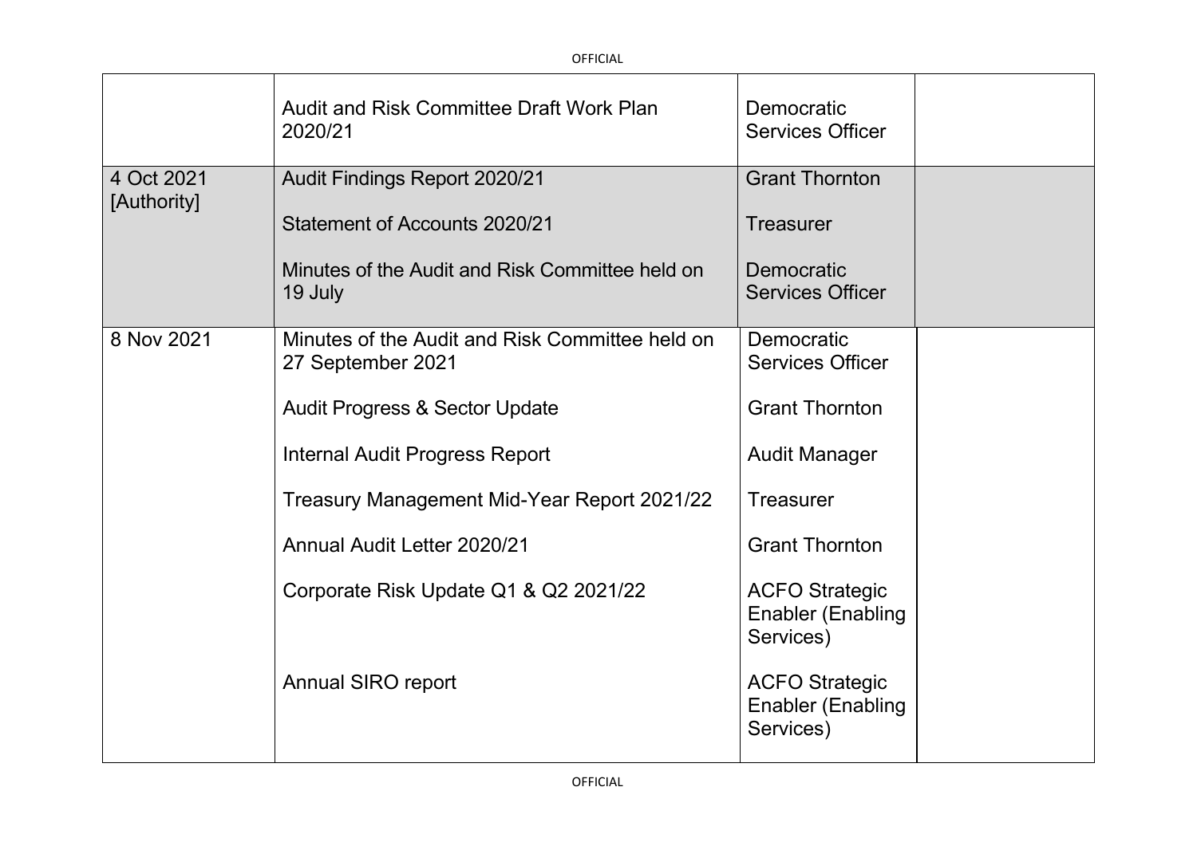| | | | |
|---|---|---|---|
| | Audit and Risk Committee Draft Work Plan 2020/21 | Democratic Services Officer | |
| 4 Oct 2021 [Authority] | Audit Findings Report 2020/21<br><br>Statement of Accounts 2020/21<br><br>Minutes of the Audit and Risk Committee held on 19 July | Grant Thornton<br><br>Treasurer<br><br>Democratic Services Officer | |
| 8 Nov 2021 | Minutes of the Audit and Risk Committee held on 27 September 2021<br><br>Audit Progress & Sector Update<br><br>Internal Audit Progress Report<br><br>Treasury Management Mid-Year Report 2021/22<br><br>Annual Audit Letter 2020/21<br><br>Corporate Risk Update Q1 & Q2 2021/22<br><br>Annual SIRO report | Democratic Services Officer<br><br>Grant Thornton<br><br>Audit Manager<br><br>Treasurer<br><br>Grant Thornton<br><br>ACFO Strategic Enabler (Enabling Services)<br><br>ACFO Strategic Enabler (Enabling Services) | |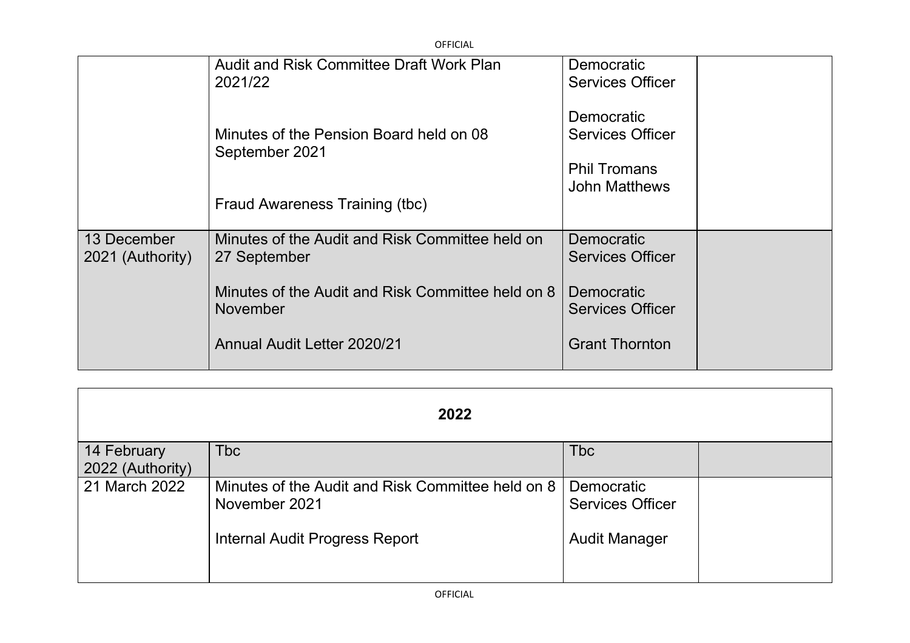| | | | |
|---|---|---|---|
| | Audit and Risk Committee Draft Work Plan 2021/22<br><br>Minutes of the Pension Board held on 08 September 2021<br><br>Fraud Awareness Training (tbc) | Democratic Services Officer<br><br>Democratic Services Officer<br><br>Phil Tromans<br>John Matthews | |
| 13 December 2021 (Authority) | Minutes of the Audit and Risk Committee held on 27 September<br><br>Minutes of the Audit and Risk Committee held on 8 November<br><br>Annual Audit Letter 2020/21 | Democratic Services Officer<br><br>Democratic Services Officer<br><br>Grant Thornton | |

| **2022** | | | |
|---|---|---|---|
| 14 February 2022 (Authority) | Tbc | Tbc | |
| 21 March 2022 | Minutes of the Audit and Risk Committee held on 8 November 2021<br><br>Internal Audit Progress Report | Democratic Services Officer<br><br>Audit Manager | |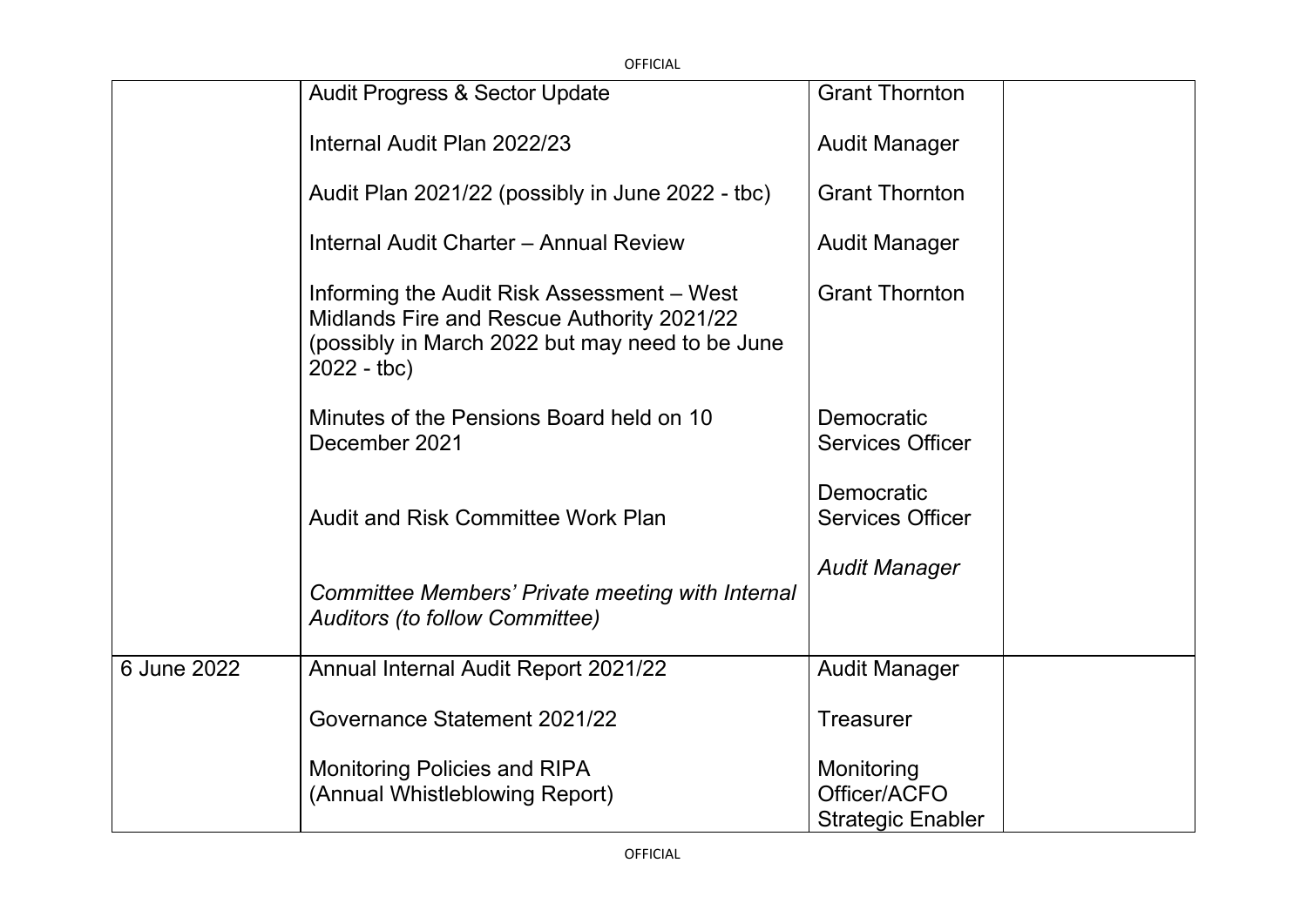| | | | |
|---|---|---|---|
| | Audit Progress & Sector Update<br><br>Internal Audit Plan 2022/23<br><br>Audit Plan 2021/22 (possibly in June 2022 - tbc)<br><br>Internal Audit Charter – Annual Review<br><br>Informing the Audit Risk Assessment – West Midlands Fire and Rescue Authority 2021/22 (possibly in March 2022 but may need to be June 2022 - tbc)<br><br>Minutes of the Pensions Board held on 10 December 2021<br><br>Audit and Risk Committee Work Plan<br><br>*Committee Members' Private meeting with Internal Auditors (to follow Committee)* | Grant Thornton<br><br>Audit Manager<br><br>Grant Thornton<br><br>Audit Manager<br><br>Grant Thornton<br><br>Democratic Services Officer<br><br>Democratic Services Officer<br><br>*Audit Manager* | |
| 6 June 2022 | Annual Internal Audit Report 2021/22<br><br>Governance Statement 2021/22<br><br>Monitoring Policies and RIPA (Annual Whistleblowing Report) | Audit Manager<br><br>Treasurer<br><br>Monitoring Officer/ACFO Strategic Enabler | |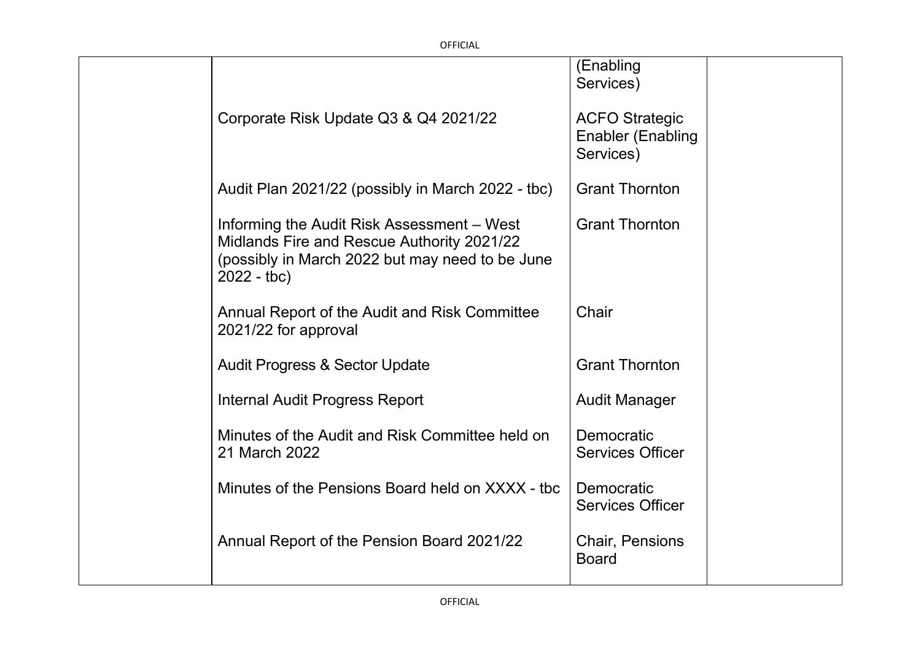| | | | |
|---|---|---|---|
| | | (Enabling Services) | |
| | Corporate Risk Update Q3 & Q4 2021/22 | ACFO Strategic Enabler (Enabling Services) | |
| | Audit Plan 2021/22 (possibly in March 2022 - tbc) | Grant Thornton | |
| | Informing the Audit Risk Assessment – West Midlands Fire and Rescue Authority 2021/22 (possibly in March 2022 but may need to be June 2022 - tbc) | Grant Thornton | |
| | Annual Report of the Audit and Risk Committee 2021/22 for approval | Chair | |
| | Audit Progress & Sector Update | Grant Thornton | |
| | Internal Audit Progress Report | Audit Manager | |
| | Minutes of the Audit and Risk Committee held on 21 March 2022 | Democratic Services Officer | |
| | Minutes of the Pensions Board held on XXXX - tbc | Democratic Services Officer | |
| | Annual Report of the Pension Board 2021/22 | Chair, Pensions Board | |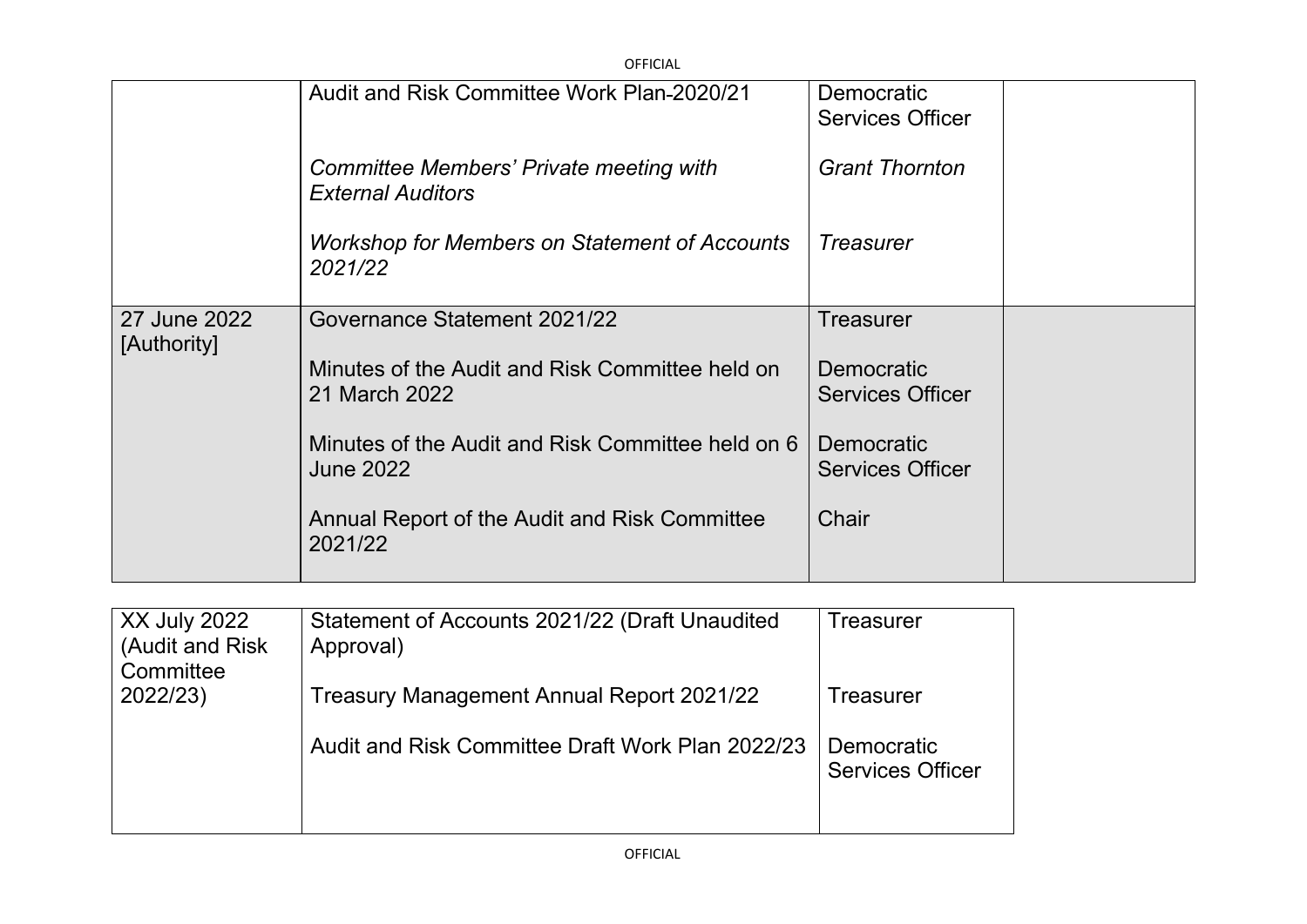| | | | |
|---|---|---|---|
| | Audit and Risk Committee Work Plan-2020/21<br><br>*Committee Members' Private meeting with External Auditors*<br><br>*Workshop for Members on Statement of Accounts 2021/22* | Democratic Services Officer<br><br>*Grant Thornton*<br><br>*Treasurer* | |
| 27 June 2022 [Authority] | Governance Statement 2021/22<br><br>Minutes of the Audit and Risk Committee held on 21 March 2022<br><br>Minutes of the Audit and Risk Committee held on 6 June 2022<br><br>Annual Report of the Audit and Risk Committee 2021/22 | Treasurer<br><br>Democratic Services Officer<br><br>Democratic Services Officer<br><br>Chair | |

| | | |
|---|---|---|
| XX July 2022 (Audit and Risk Committee 2022/23) | Statement of Accounts 2021/22 (Draft Unaudited Approval)<br><br>Treasury Management Annual Report 2021/22<br><br>Audit and Risk Committee Draft Work Plan 2022/23 | Treasurer<br><br>Treasurer<br><br>Democratic Services Officer |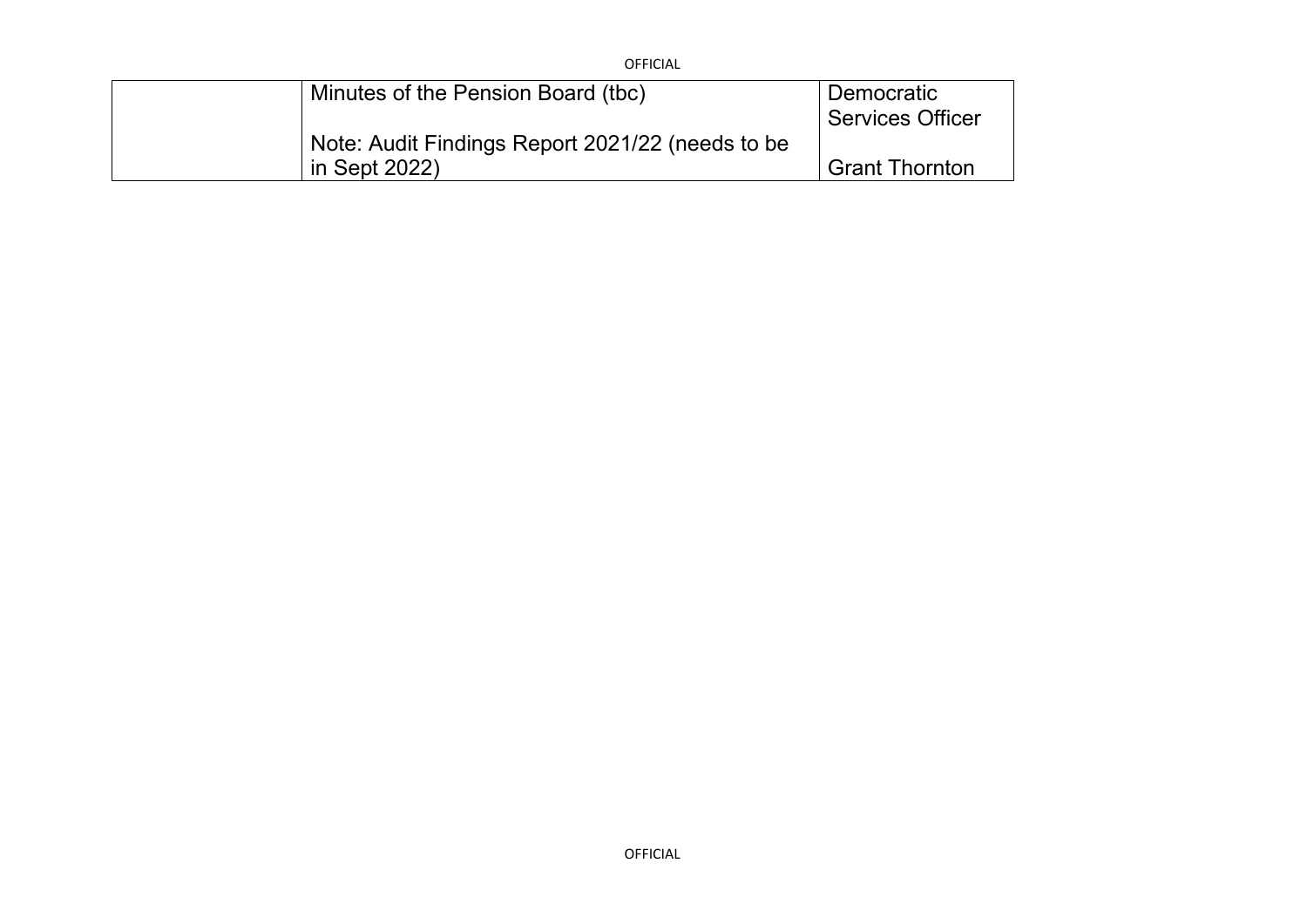| | | |
|---|---|---|
| | Minutes of the Pension Board (tbc)<br><br>Note: Audit Findings Report 2021/22 (needs to be in Sept 2022) | Democratic Services Officer<br><br>Grant Thornton |